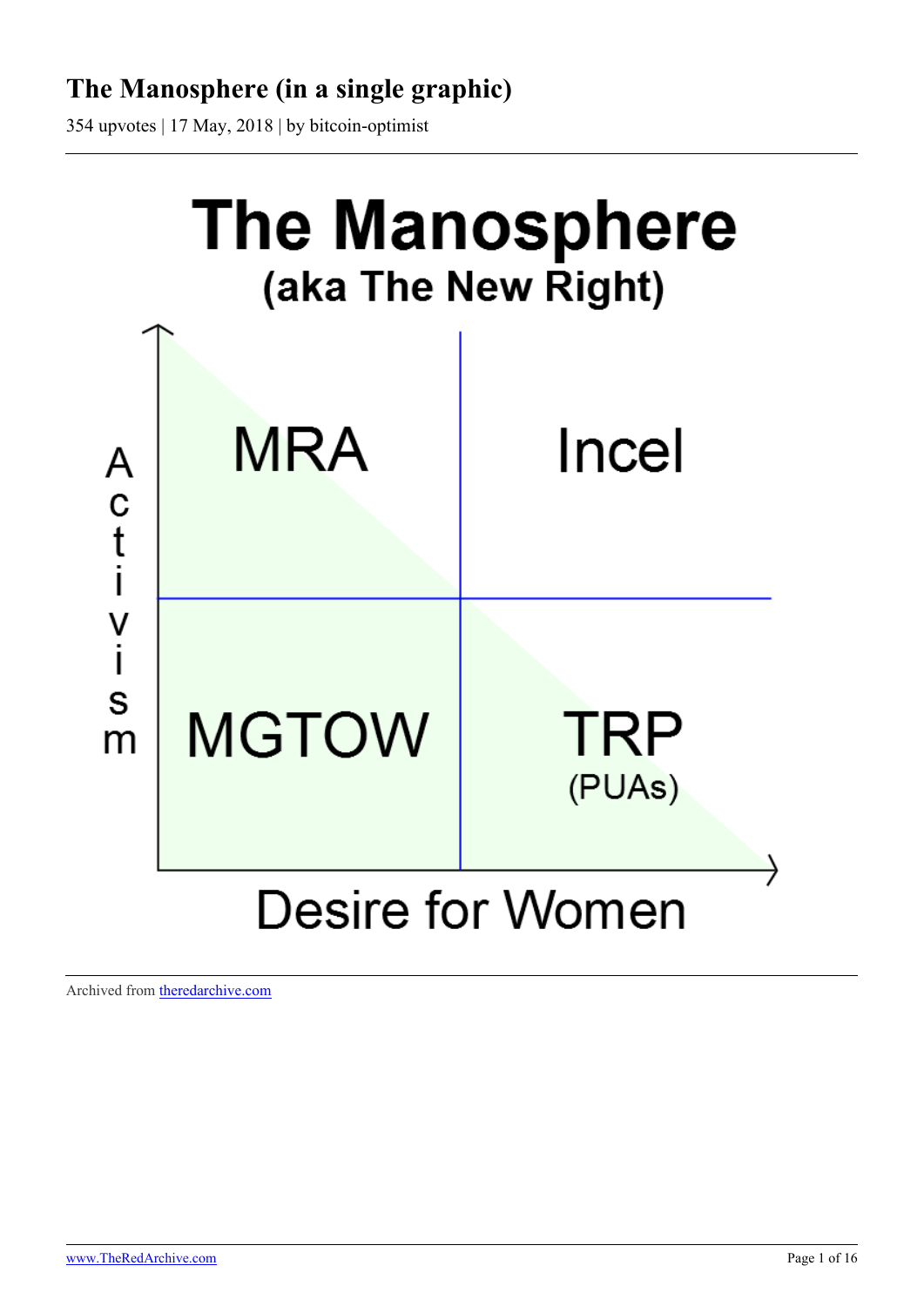# The Manosphere (in a single graphic)

354 upvotes | 17 May, 2018 | by bitcoin-optimist

The Manosphere

(aka The New Right)

Activism

| | |
|---|---|
| MRA | Incel |
| MGTOW | TRP (PUAs) |

Desire for Women

Archived from [theredarchive.com](theredarchive.com)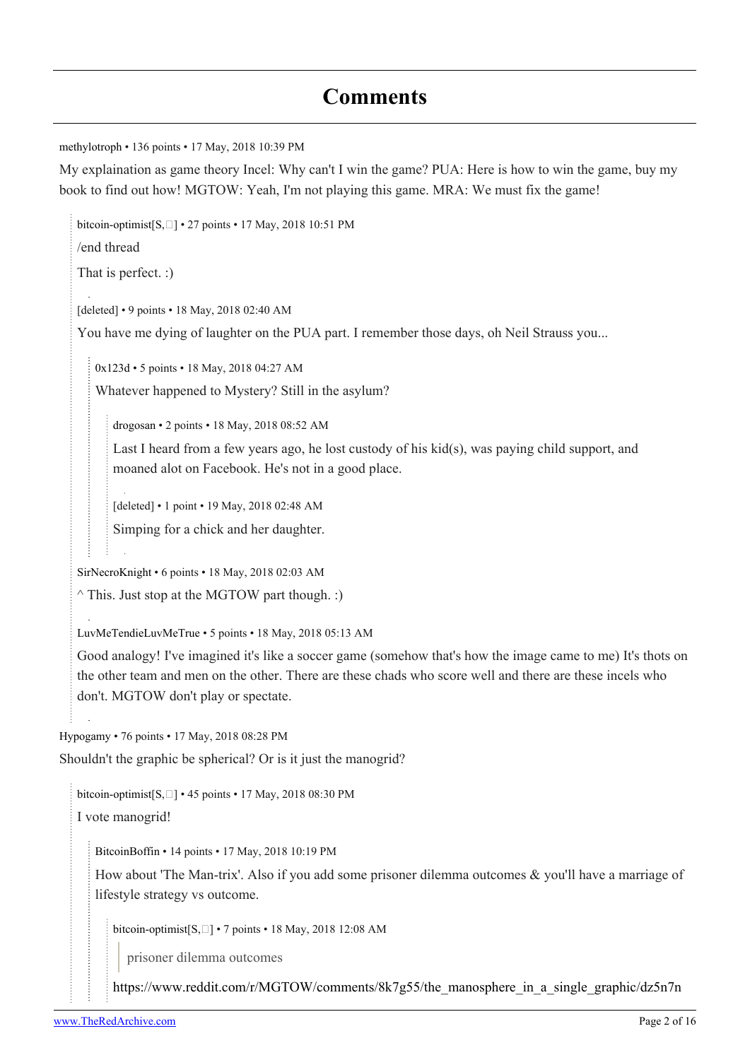## Comments

methylotroph • 136 points • 17 May, 2018 10:39 PM

My explaination as game theory Incel: Why can't I win the game? PUA: Here is how to win the game, buy my book to find out how! MGTOW: Yeah, I'm not playing this game. MRA: We must fix the game!

> bitcoin-optimist[S,] • 27 points • 17 May, 2018 10:51 PM
>
> /end thread
>
> That is perfect. :)
>
> [deleted] • 9 points • 18 May, 2018 02:40 AM
>
> You have me dying of laughter on the PUA part. I remember those days, oh Neil Strauss you...
>
> > 0x123d • 5 points • 18 May, 2018 04:27 AM
> >
> > Whatever happened to Mystery? Still in the asylum?
> >
> > > drogosan • 2 points • 18 May, 2018 08:52 AM
> > >
> > > Last I heard from a few years ago, he lost custody of his kid(s), was paying child support, and moaned alot on Facebook. He's not in a good place.
> > >
> > > [deleted] • 1 point • 19 May, 2018 02:48 AM
> > >
> > > Simping for a chick and her daughter.
>
> SirNecroKnight • 6 points • 18 May, 2018 02:03 AM
>
> ^ This. Just stop at the MGTOW part though. :)
>
> LuvMeTendieLuvMeTrue • 5 points • 18 May, 2018 05:13 AM
>
> Good analogy! I've imagined it's like a soccer game (somehow that's how the image came to me) It's thots on the other team and men on the other. There are these chads who score well and there are these incels who don't. MGTOW don't play or spectate.

Hypogamy • 76 points • 17 May, 2018 08:28 PM

Shouldn't the graphic be spherical? Or is it just the manogrid?

> bitcoin-optimist[S,] • 45 points • 17 May, 2018 08:30 PM
>
> I vote manogrid!
>
> > BitcoinBoffin • 14 points • 17 May, 2018 10:19 PM
> >
> > How about 'The Man-trix'. Also if you add some prisoner dilemma outcomes & you'll have a marriage of lifestyle strategy vs outcome.
> >
> > > bitcoin-optimist[S,] • 7 points • 18 May, 2018 12:08 AM
> > >
> > > > prisoner dilemma outcomes
> > >
> > > https://www.reddit.com/r/MGTOW/comments/8k7g55/the_manosphere_in_a_single_graphic/dz5n7n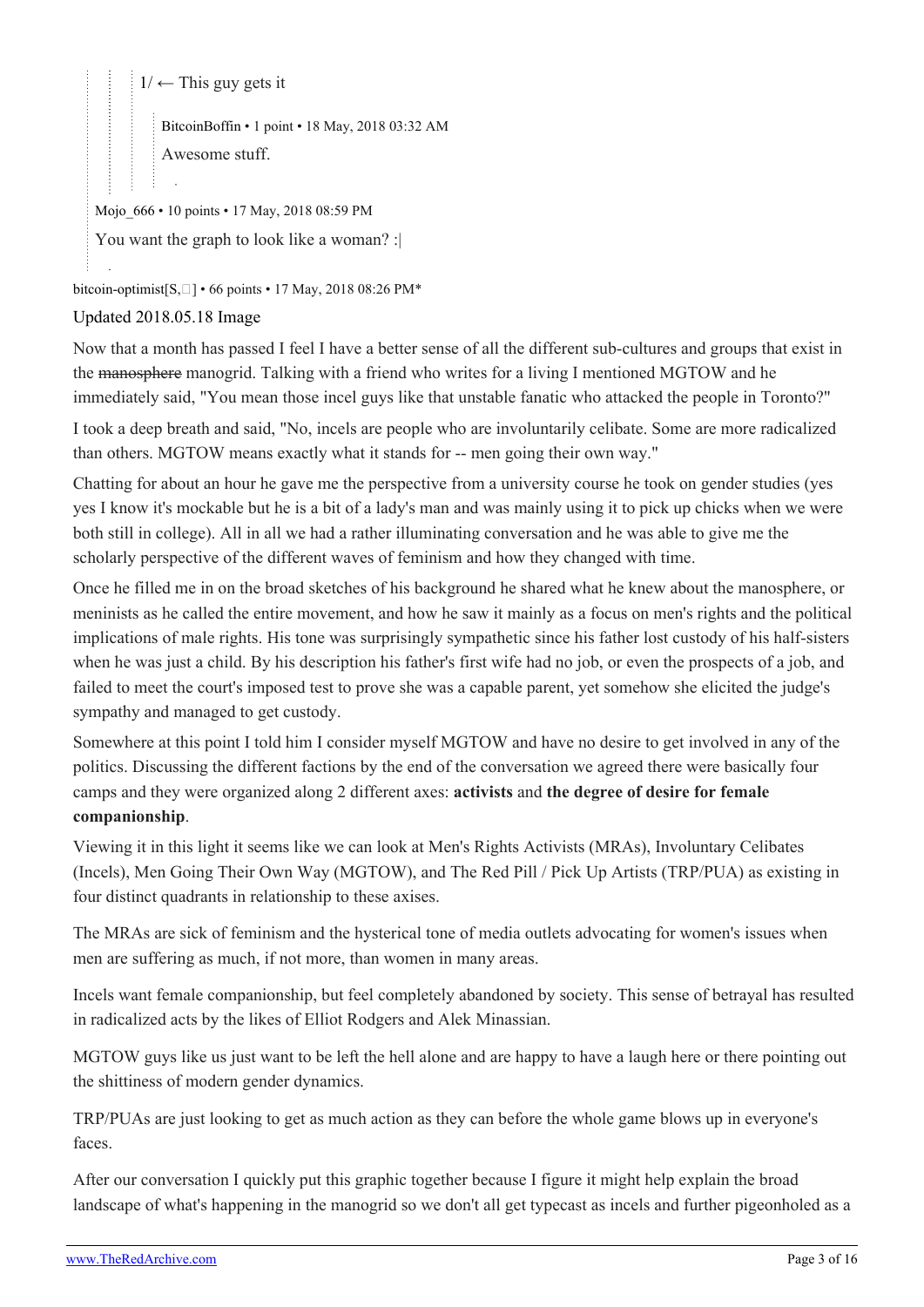1/ ← This guy gets it

BitcoinBoffin • 1 point • 18 May, 2018 03:32 AM

Awesome stuff.

Mojo_666 • 10 points • 17 May, 2018 08:59 PM

You want the graph to look like a woman? :|

bitcoin-optimist[S,] • 66 points • 17 May, 2018 08:26 PM*

Updated 2018.05.18 Image

Now that a month has passed I feel I have a better sense of all the different sub-cultures and groups that exist in the ~~manosphere~~ manogrid. Talking with a friend who writes for a living I mentioned MGTOW and he immediately said, "You mean those incel guys like that unstable fanatic who attacked the people in Toronto?"

I took a deep breath and said, "No, incels are people who are involuntarily celibate. Some are more radicalized than others. MGTOW means exactly what it stands for -- men going their own way."

Chatting for about an hour he gave me the perspective from a university course he took on gender studies (yes yes I know it's mockable but he is a bit of a lady's man and was mainly using it to pick up chicks when we were both still in college). All in all we had a rather illuminating conversation and he was able to give me the scholarly perspective of the different waves of feminism and how they changed with time.

Once he filled me in on the broad sketches of his background he shared what he knew about the manosphere, or meninists as he called the entire movement, and how he saw it mainly as a focus on men's rights and the political implications of male rights. His tone was surprisingly sympathetic since his father lost custody of his half-sisters when he was just a child. By his description his father's first wife had no job, or even the prospects of a job, and failed to meet the court's imposed test to prove she was a capable parent, yet somehow she elicited the judge's sympathy and managed to get custody.

Somewhere at this point I told him I consider myself MGTOW and have no desire to get involved in any of the politics. Discussing the different factions by the end of the conversation we agreed there were basically four camps and they were organized along 2 different axes: **activists** and **the degree of desire for female companionship**.

Viewing it in this light it seems like we can look at Men's Rights Activists (MRAs), Involuntary Celibates (Incels), Men Going Their Own Way (MGTOW), and The Red Pill / Pick Up Artists (TRP/PUA) as existing in four distinct quadrants in relationship to these axises.

The MRAs are sick of feminism and the hysterical tone of media outlets advocating for women's issues when men are suffering as much, if not more, than women in many areas.

Incels want female companionship, but feel completely abandoned by society. This sense of betrayal has resulted in radicalized acts by the likes of Elliot Rodgers and Alek Minassian.

MGTOW guys like us just want to be left the hell alone and are happy to have a laugh here or there pointing out the shittiness of modern gender dynamics.

TRP/PUAs are just looking to get as much action as they can before the whole game blows up in everyone's faces.

After our conversation I quickly put this graphic together because I figure it might help explain the broad landscape of what's happening in the manogrid so we don't all get typecast as incels and further pigeonholed as a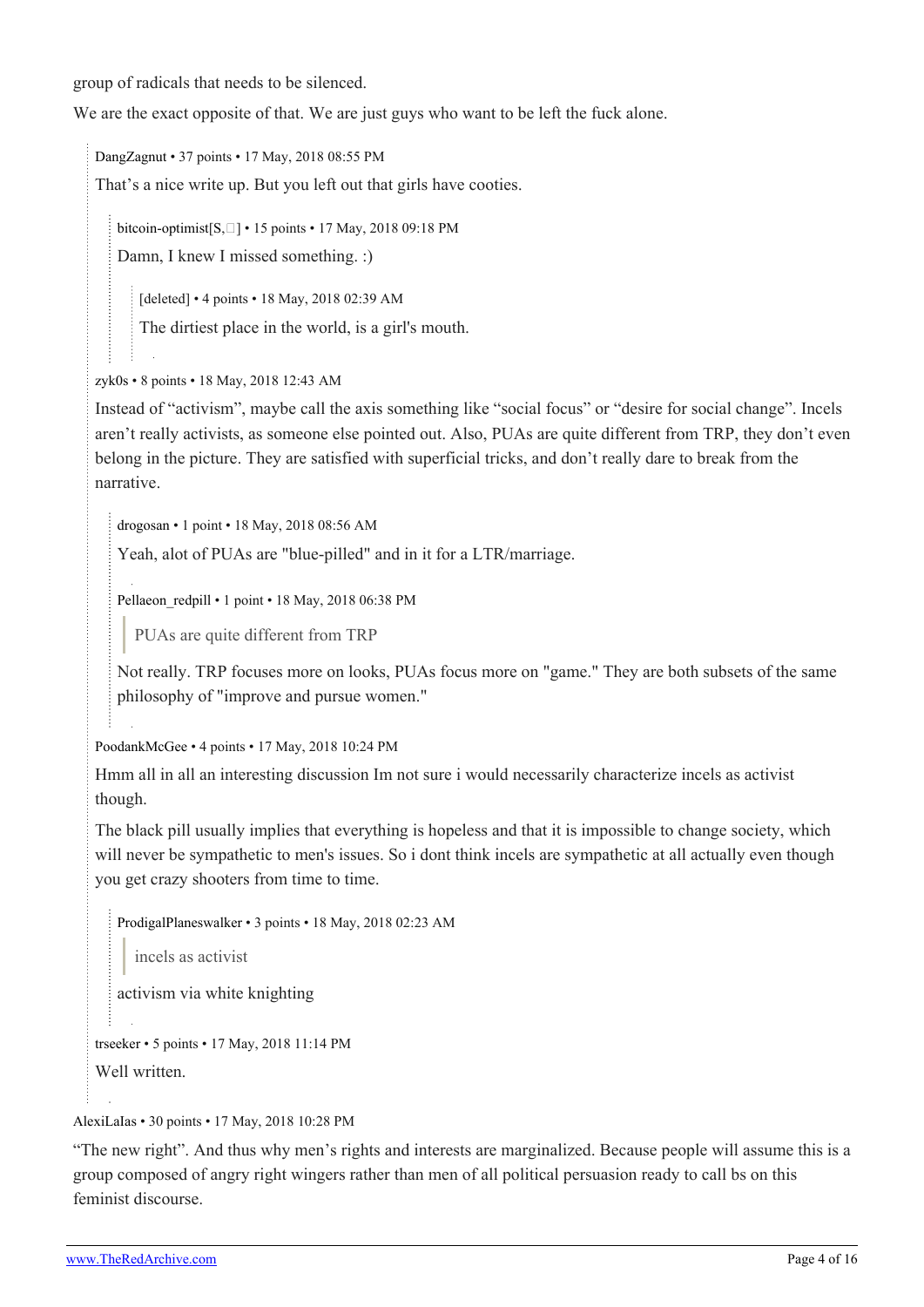group of radicals that needs to be silenced.

We are the exact opposite of that. We are just guys who want to be left the fuck alone.

> DangZagnut • 37 points • 17 May, 2018 08:55 PM
>
> That's a nice write up. But you left out that girls have cooties.
>
> > bitcoin-optimist[S,] • 15 points • 17 May, 2018 09:18 PM
> >
> > Damn, I knew I missed something. :)
> >
> > > [deleted] • 4 points • 18 May, 2018 02:39 AM
> > >
> > > The dirtiest place in the world, is a girl's mouth.
>
> zyk0s • 8 points • 18 May, 2018 12:43 AM
>
> Instead of "activism", maybe call the axis something like "social focus" or "desire for social change". Incels aren't really activists, as someone else pointed out. Also, PUAs are quite different from TRP, they don't even belong in the picture. They are satisfied with superficial tricks, and don't really dare to break from the narrative.
>
> > drogosan • 1 point • 18 May, 2018 08:56 AM
> >
> > Yeah, alot of PUAs are "blue-pilled" and in it for a LTR/marriage.
> >
> > Pellaeon_redpill • 1 point • 18 May, 2018 06:38 PM
> >
> > > PUAs are quite different from TRP
> >
> > Not really. TRP focuses more on looks, PUAs focus more on "game." They are both subsets of the same philosophy of "improve and pursue women."
>
> PoodankMcGee • 4 points • 17 May, 2018 10:24 PM
>
> Hmm all in all an interesting discussion Im not sure i would necessarily characterize incels as activist though.
>
> The black pill usually implies that everything is hopeless and that it is impossible to change society, which will never be sympathetic to men's issues. So i dont think incels are sympathetic at all actually even though you get crazy shooters from time to time.
>
> > ProdigalPlaneswalker • 3 points • 18 May, 2018 02:23 AM
> >
> > > incels as activist
> >
> > activism via white knighting
>
> trseeker • 5 points • 17 May, 2018 11:14 PM
>
> Well written.

AlexiLaIas • 30 points • 17 May, 2018 10:28 PM

"The new right". And thus why men's rights and interests are marginalized. Because people will assume this is a group composed of angry right wingers rather than men of all political persuasion ready to call bs on this feminist discourse.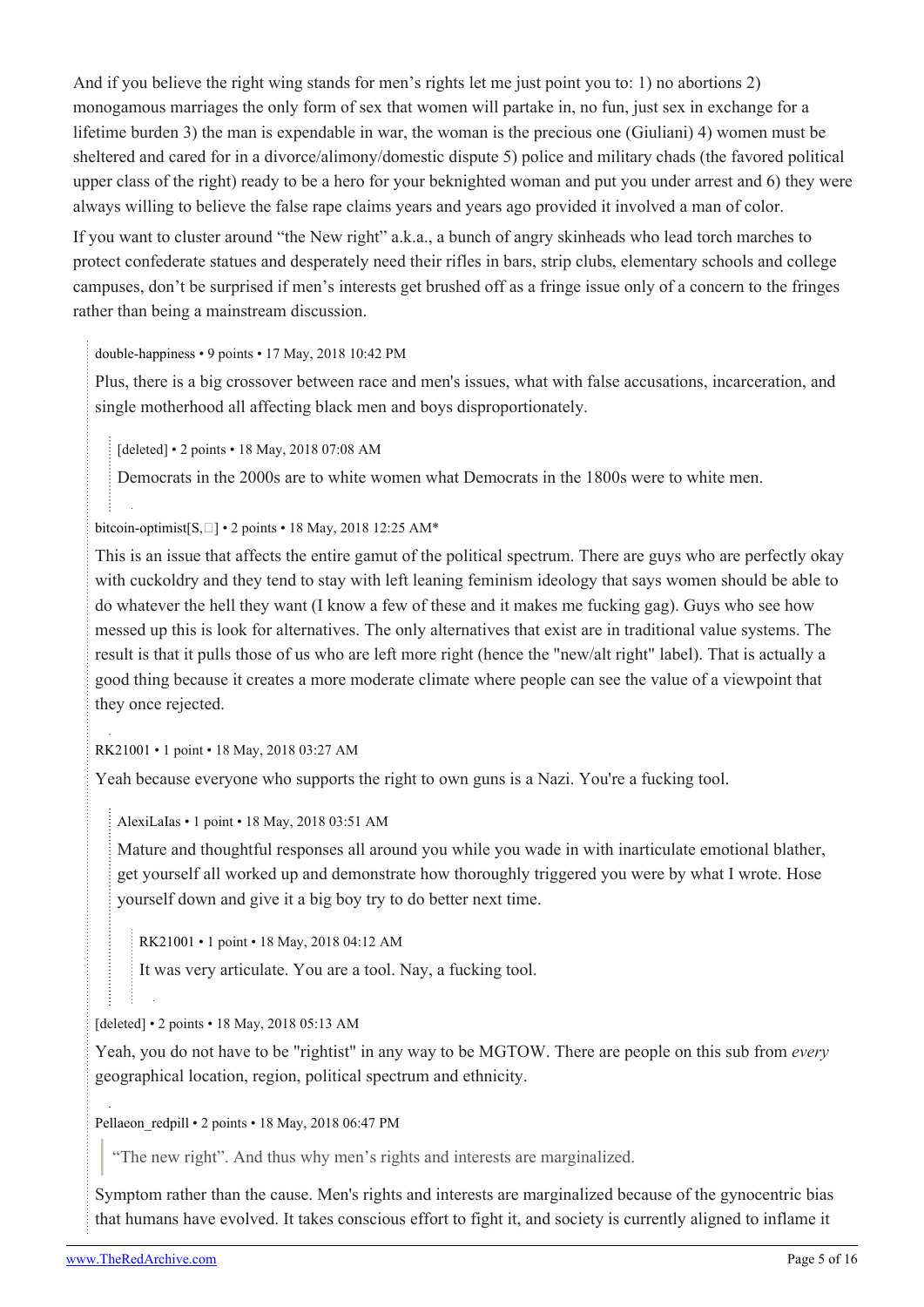And if you believe the right wing stands for men's rights let me just point you to: 1) no abortions 2) monogamous marriages the only form of sex that women will partake in, no fun, just sex in exchange for a lifetime burden 3) the man is expendable in war, the woman is the precious one (Giuliani) 4) women must be sheltered and cared for in a divorce/alimony/domestic dispute 5) police and military chads (the favored political upper class of the right) ready to be a hero for your beknighted woman and put you under arrest and 6) they were always willing to believe the false rape claims years and years ago provided it involved a man of color.

If you want to cluster around "the New right" a.k.a., a bunch of angry skinheads who lead torch marches to protect confederate statues and desperately need their rifles in bars, strip clubs, elementary schools and college campuses, don't be surprised if men's interests get brushed off as a fringe issue only of a concern to the fringes rather than being a mainstream discussion.

> double-happiness • 9 points • 17 May, 2018 10:42 PM
>
> Plus, there is a big crossover between race and men's issues, what with false accusations, incarceration, and single motherhood all affecting black men and boys disproportionately.
>
> > [deleted] • 2 points • 18 May, 2018 07:08 AM
> >
> > Democrats in the 2000s are to white women what Democrats in the 1800s were to white men.
>
> bitcoin-optimist[S,] • 2 points • 18 May, 2018 12:25 AM*
>
> This is an issue that affects the entire gamut of the political spectrum. There are guys who are perfectly okay with cuckoldry and they tend to stay with left leaning feminism ideology that says women should be able to do whatever the hell they want (I know a few of these and it makes me fucking gag). Guys who see how messed up this is look for alternatives. The only alternatives that exist are in traditional value systems. The result is that it pulls those of us who are left more right (hence the "new/alt right" label). That is actually a good thing because it creates a more moderate climate where people can see the value of a viewpoint that they once rejected.
>
> RK21001 • 1 point • 18 May, 2018 03:27 AM
>
> Yeah because everyone who supports the right to own guns is a Nazi. You're a fucking tool.
>
> > AlexiLaIas • 1 point • 18 May, 2018 03:51 AM
> >
> > Mature and thoughtful responses all around you while you wade in with inarticulate emotional blather, get yourself all worked up and demonstrate how thoroughly triggered you were by what I wrote. Hose yourself down and give it a big boy try to do better next time.
> >
> > > RK21001 • 1 point • 18 May, 2018 04:12 AM
> > >
> > > It was very articulate. You are a tool. Nay, a fucking tool.
>
> [deleted] • 2 points • 18 May, 2018 05:13 AM
>
> Yeah, you do not have to be "rightist" in any way to be MGTOW. There are people on this sub from *every* geographical location, region, political spectrum and ethnicity.
>
> Pellaeon_redpill • 2 points • 18 May, 2018 06:47 PM
>
> > "The new right". And thus why men's rights and interests are marginalized.
>
> Symptom rather than the cause. Men's rights and interests are marginalized because of the gynocentric bias that humans have evolved. It takes conscious effort to fight it, and society is currently aligned to inflame it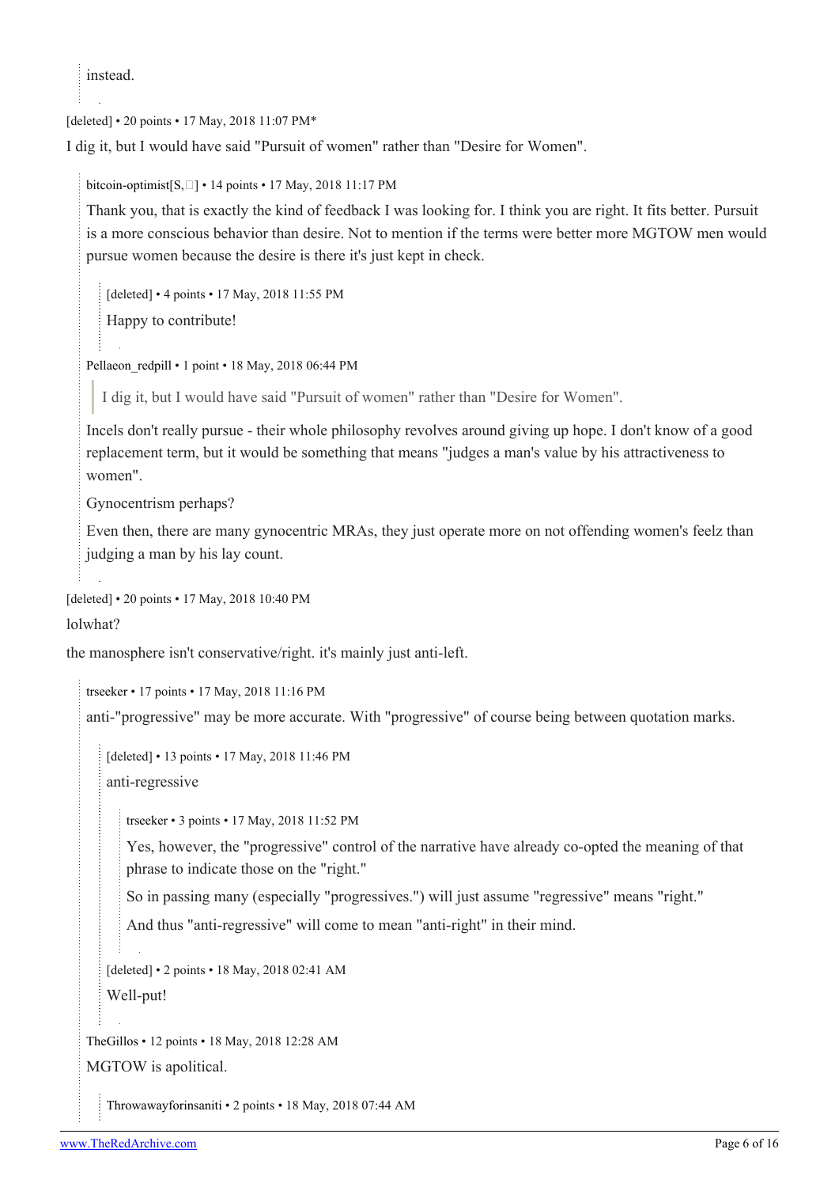instead.

[deleted] • 20 points • 17 May, 2018 11:07 PM*

I dig it, but I would have said "Pursuit of women" rather than "Desire for Women".

> bitcoin-optimist[S,] • 14 points • 17 May, 2018 11:17 PM
>
> Thank you, that is exactly the kind of feedback I was looking for. I think you are right. It fits better. Pursuit is a more conscious behavior than desire. Not to mention if the terms were better more MGTOW men would pursue women because the desire is there it's just kept in check.
>
> > [deleted] • 4 points • 17 May, 2018 11:55 PM
> >
> > Happy to contribute!
>
> Pellaeon_redpill • 1 point • 18 May, 2018 06:44 PM
>
> > I dig it, but I would have said "Pursuit of women" rather than "Desire for Women".
>
> Incels don't really pursue - their whole philosophy revolves around giving up hope. I don't know of a good replacement term, but it would be something that means "judges a man's value by his attractiveness to women".
>
> Gynocentrism perhaps?
>
> Even then, there are many gynocentric MRAs, they just operate more on not offending women's feelz than judging a man by his lay count.

[deleted] • 20 points • 17 May, 2018 10:40 PM

lolwhat?

the manosphere isn't conservative/right. it's mainly just anti-left.

> trseeker • 17 points • 17 May, 2018 11:16 PM
>
> anti-"progressive" may be more accurate. With "progressive" of course being between quotation marks.
>
> > [deleted] • 13 points • 17 May, 2018 11:46 PM
> >
> > anti-regressive
> >
> > > trseeker • 3 points • 17 May, 2018 11:52 PM
> > >
> > > Yes, however, the "progressive" control of the narrative have already co-opted the meaning of that phrase to indicate those on the "right."
> > >
> > > So in passing many (especially "progressives.") will just assume "regressive" means "right."
> > >
> > > And thus "anti-regressive" will come to mean "anti-right" in their mind.
> >
> > [deleted] • 2 points • 18 May, 2018 02:41 AM
> >
> > Well-put!
>
> TheGillos • 12 points • 18 May, 2018 12:28 AM
>
> MGTOW is apolitical.
>
> > Throwawayforinsaniti • 2 points • 18 May, 2018 07:44 AM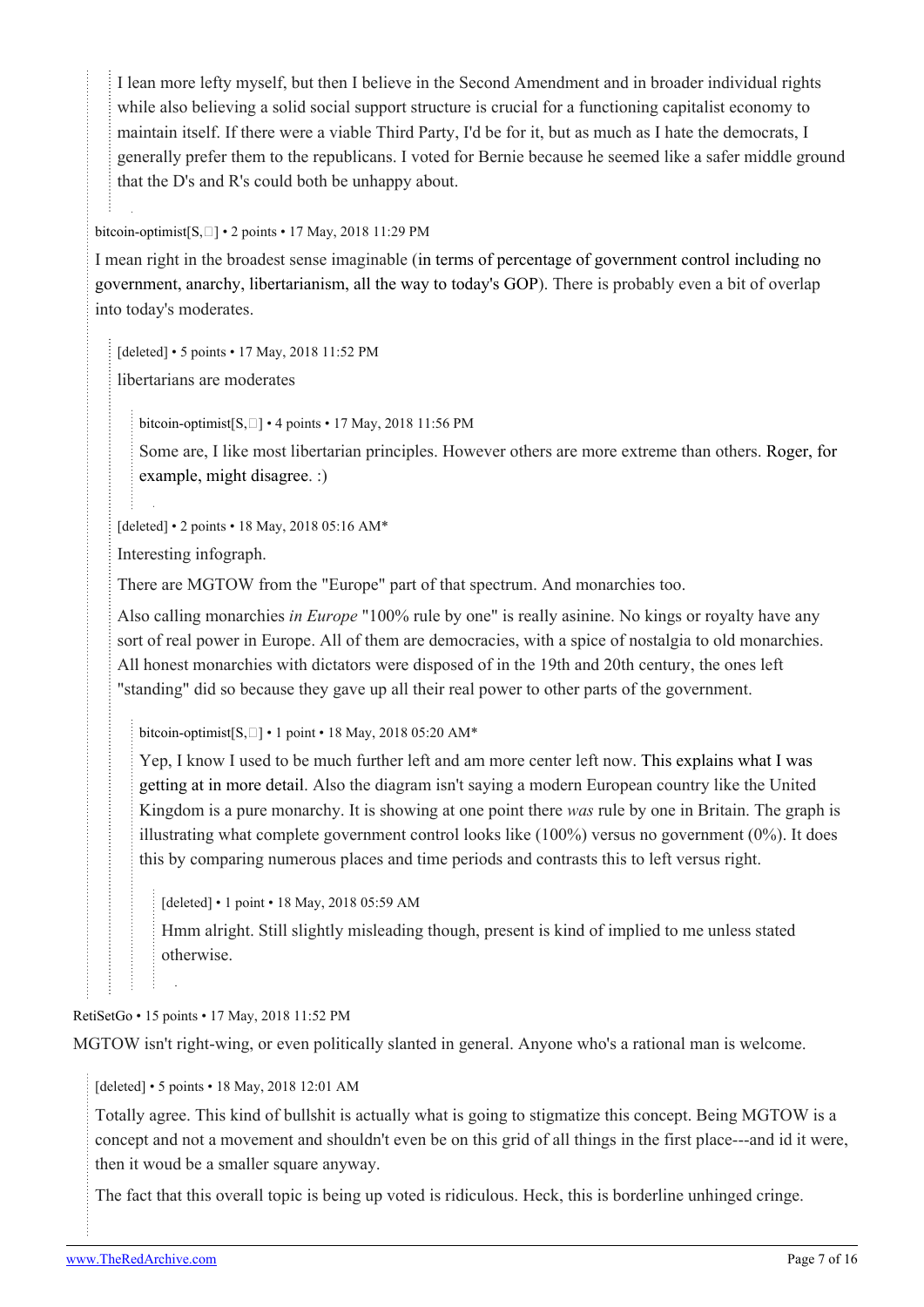> I lean more lefty myself, but then I believe in the Second Amendment and in broader individual rights while also believing a solid social support structure is crucial for a functioning capitalist economy to maintain itself. If there were a viable Third Party, I'd be for it, but as much as I hate the democrats, I generally prefer them to the republicans. I voted for Bernie because he seemed like a safer middle ground that the D's and R's could both be unhappy about.

bitcoin-optimist[S,□] • 2 points • 17 May, 2018 11:29 PM

I mean right in the broadest sense imaginable (in terms of percentage of government control including no government, anarchy, libertarianism, all the way to today's GOP). There is probably even a bit of overlap into today's moderates.

> [deleted] • 5 points • 17 May, 2018 11:52 PM
>
> libertarians are moderates
>
> > bitcoin-optimist[S,□] • 4 points • 17 May, 2018 11:56 PM
> >
> > Some are, I like most libertarian principles. However others are more extreme than others. Roger, for example, might disagree. :)
>
> [deleted] • 2 points • 18 May, 2018 05:16 AM*
>
> Interesting infograph.
>
> There are MGTOW from the "Europe" part of that spectrum. And monarchies too.
>
> Also calling monarchies *in Europe* "100% rule by one" is really asinine. No kings or royalty have any sort of real power in Europe. All of them are democracies, with a spice of nostalgia to old monarchies. All honest monarchies with dictators were disposed of in the 19th and 20th century, the ones left "standing" did so because they gave up all their real power to other parts of the government.
>
> > bitcoin-optimist[S,□] • 1 point • 18 May, 2018 05:20 AM*
> >
> > Yep, I know I used to be much further left and am more center left now. This explains what I was getting at in more detail. Also the diagram isn't saying a modern European country like the United Kingdom is a pure monarchy. It is showing at one point there *was* rule by one in Britain. The graph is illustrating what complete government control looks like (100%) versus no government (0%). It does this by comparing numerous places and time periods and contrasts this to left versus right.
> >
> > > [deleted] • 1 point • 18 May, 2018 05:59 AM
> > >
> > > Hmm alright. Still slightly misleading though, present is kind of implied to me unless stated otherwise.

RetiSetGo • 15 points • 17 May, 2018 11:52 PM

MGTOW isn't right-wing, or even politically slanted in general. Anyone who's a rational man is welcome.

> [deleted] • 5 points • 18 May, 2018 12:01 AM
>
> Totally agree. This kind of bullshit is actually what is going to stigmatize this concept. Being MGTOW is a concept and not a movement and shouldn't even be on this grid of all things in the first place---and id it were, then it woud be a smaller square anyway.
>
> The fact that this overall topic is being up voted is ridiculous. Heck, this is borderline unhinged cringe.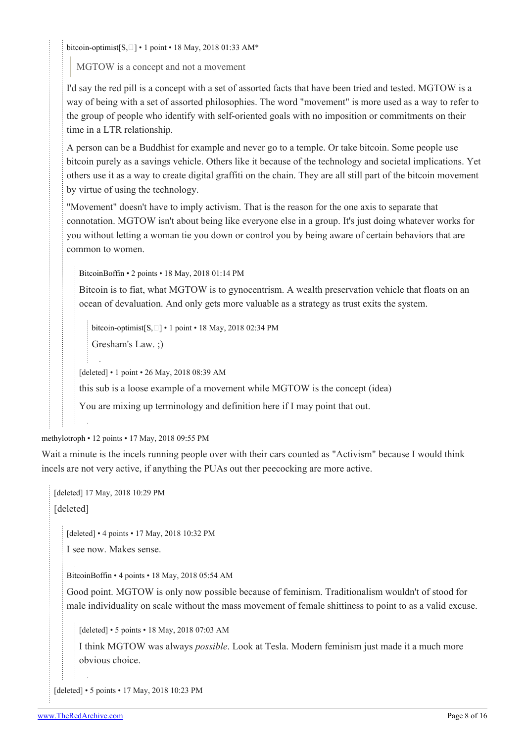bitcoin-optimist[S,□] • 1 point • 18 May, 2018 01:33 AM*

> MGTOW is a concept and not a movement

I'd say the red pill is a concept with a set of assorted facts that have been tried and tested. MGTOW is a way of being with a set of assorted philosophies. The word "movement" is more used as a way to refer to the group of people who identify with self-oriented goals with no imposition or commitments on their time in a LTR relationship.

A person can be a Buddhist for example and never go to a temple. Or take bitcoin. Some people use bitcoin purely as a savings vehicle. Others like it because of the technology and societal implications. Yet others use it as a way to create digital graffiti on the chain. They are all still part of the bitcoin movement by virtue of using the technology.

"Movement" doesn't have to imply activism. That is the reason for the one axis to separate that connotation. MGTOW isn't about being like everyone else in a group. It's just doing whatever works for you without letting a woman tie you down or control you by being aware of certain behaviors that are common to women.

BitcoinBoffin • 2 points • 18 May, 2018 01:14 PM

Bitcoin is to fiat, what MGTOW is to gynocentrism. A wealth preservation vehicle that floats on an ocean of devaluation. And only gets more valuable as a strategy as trust exits the system.

bitcoin-optimist[S,□] • 1 point • 18 May, 2018 02:34 PM

Gresham's Law. ;)

[deleted] • 1 point • 26 May, 2018 08:39 AM

this sub is a loose example of a movement while MGTOW is the concept (idea)

You are mixing up terminology and definition here if I may point that out.

methylotroph • 12 points • 17 May, 2018 09:55 PM

Wait a minute is the incels running people over with their cars counted as "Activism" because I would think incels are not very active, if anything the PUAs out ther peecocking are more active.

[deleted] 17 May, 2018 10:29 PM

[deleted]

[deleted] • 4 points • 17 May, 2018 10:32 PM

I see now. Makes sense.

BitcoinBoffin • 4 points • 18 May, 2018 05:54 AM

Good point. MGTOW is only now possible because of feminism. Traditionalism wouldn't of stood for male individuality on scale without the mass movement of female shittiness to point to as a valid excuse.

[deleted] • 5 points • 18 May, 2018 07:03 AM

I think MGTOW was always *possible*. Look at Tesla. Modern feminism just made it a much more obvious choice.

[deleted] • 5 points • 17 May, 2018 10:23 PM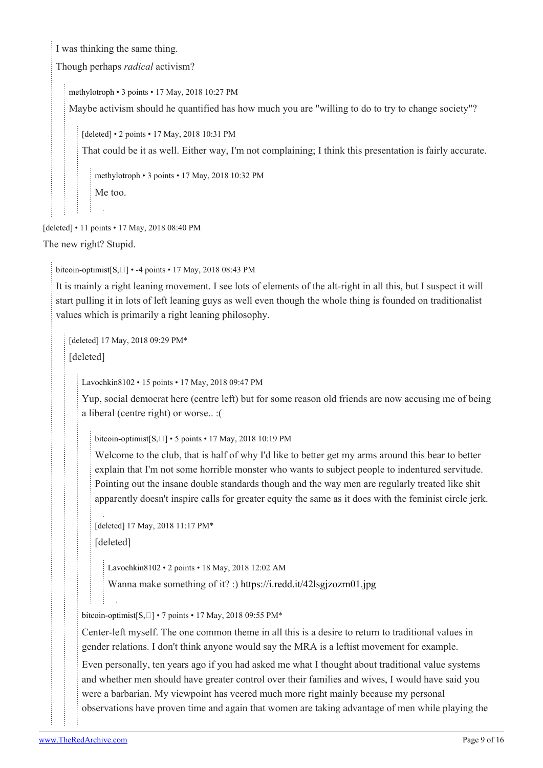I was thinking the same thing.

Though perhaps *radical* activism?

methylotroph • 3 points • 17 May, 2018 10:27 PM

Maybe activism should he quantified has how much you are "willing to do to try to change society"?

[deleted] • 2 points • 17 May, 2018 10:31 PM

That could be it as well. Either way, I'm not complaining; I think this presentation is fairly accurate.

methylotroph • 3 points • 17 May, 2018 10:32 PM

Me too.

[deleted] • 11 points • 17 May, 2018 08:40 PM

The new right? Stupid.

bitcoin-optimist[S,] • -4 points • 17 May, 2018 08:43 PM

It is mainly a right leaning movement. I see lots of elements of the alt-right in all this, but I suspect it will start pulling it in lots of left leaning guys as well even though the whole thing is founded on traditionalist values which is primarily a right leaning philosophy.

[deleted] 17 May, 2018 09:29 PM*

[deleted]

Lavochkin8102 • 15 points • 17 May, 2018 09:47 PM

Yup, social democrat here (centre left) but for some reason old friends are now accusing me of being a liberal (centre right) or worse.. :(

bitcoin-optimist[S,] • 5 points • 17 May, 2018 10:19 PM

Welcome to the club, that is half of why I'd like to better get my arms around this bear to better explain that I'm not some horrible monster who wants to subject people to indentured servitude. Pointing out the insane double standards though and the way men are regularly treated like shit apparently doesn't inspire calls for greater equity the same as it does with the feminist circle jerk.

[deleted] 17 May, 2018 11:17 PM*

[deleted]

Lavochkin8102 • 2 points • 18 May, 2018 12:02 AM

Wanna make something of it? :) https://i.redd.it/42lsgjzozrn01.jpg

bitcoin-optimist[S,] • 7 points • 17 May, 2018 09:55 PM*

Center-left myself. The one common theme in all this is a desire to return to traditional values in gender relations. I don't think anyone would say the MRA is a leftist movement for example.

Even personally, ten years ago if you had asked me what I thought about traditional value systems and whether men should have greater control over their families and wives, I would have said you were a barbarian. My viewpoint has veered much more right mainly because my personal observations have proven time and again that women are taking advantage of men while playing the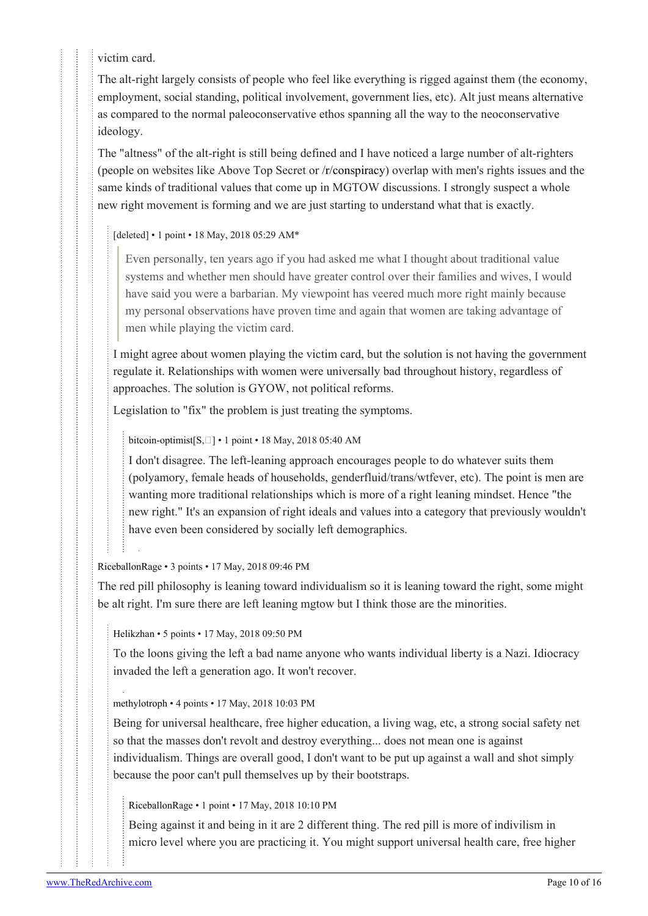victim card.

The alt-right largely consists of people who feel like everything is rigged against them (the economy, employment, social standing, political involvement, government lies, etc). Alt just means alternative as compared to the normal paleoconservative ethos spanning all the way to the neoconservative ideology.

The "altness" of the alt-right is still being defined and I have noticed a large number of alt-righters (people on websites like Above Top Secret or /r/conspiracy) overlap with men's rights issues and the same kinds of traditional values that come up in MGTOW discussions. I strongly suspect a whole new right movement is forming and we are just starting to understand what that is exactly.

[deleted] • 1 point • 18 May, 2018 05:29 AM*

> Even personally, ten years ago if you had asked me what I thought about traditional value systems and whether men should have greater control over their families and wives, I would have said you were a barbarian. My viewpoint has veered much more right mainly because my personal observations have proven time and again that women are taking advantage of men while playing the victim card.

I might agree about women playing the victim card, but the solution is not having the government regulate it. Relationships with women were universally bad throughout history, regardless of approaches. The solution is GYOW, not political reforms.

Legislation to "fix" the problem is just treating the symptoms.

bitcoin-optimist[S,] • 1 point • 18 May, 2018 05:40 AM

I don't disagree. The left-leaning approach encourages people to do whatever suits them (polyamory, female heads of households, genderfluid/trans/wtfever, etc). The point is men are wanting more traditional relationships which is more of a right leaning mindset. Hence "the new right." It's an expansion of right ideals and values into a category that previously wouldn't have even been considered by socially left demographics.

RiceballonRage • 3 points • 17 May, 2018 09:46 PM

The red pill philosophy is leaning toward individualism so it is leaning toward the right, some might be alt right. I'm sure there are left leaning mgtow but I think those are the minorities.

Helikzhan • 5 points • 17 May, 2018 09:50 PM

To the loons giving the left a bad name anyone who wants individual liberty is a Nazi. Idiocracy invaded the left a generation ago. It won't recover.

methylotroph • 4 points • 17 May, 2018 10:03 PM

Being for universal healthcare, free higher education, a living wag, etc, a strong social safety net so that the masses don't revolt and destroy everything... does not mean one is against individualism. Things are overall good, I don't want to be put up against a wall and shot simply because the poor can't pull themselves up by their bootstraps.

RiceballonRage • 1 point • 17 May, 2018 10:10 PM

Being against it and being in it are 2 different thing. The red pill is more of indivilism in micro level where you are practicing it. You might support universal health care, free higher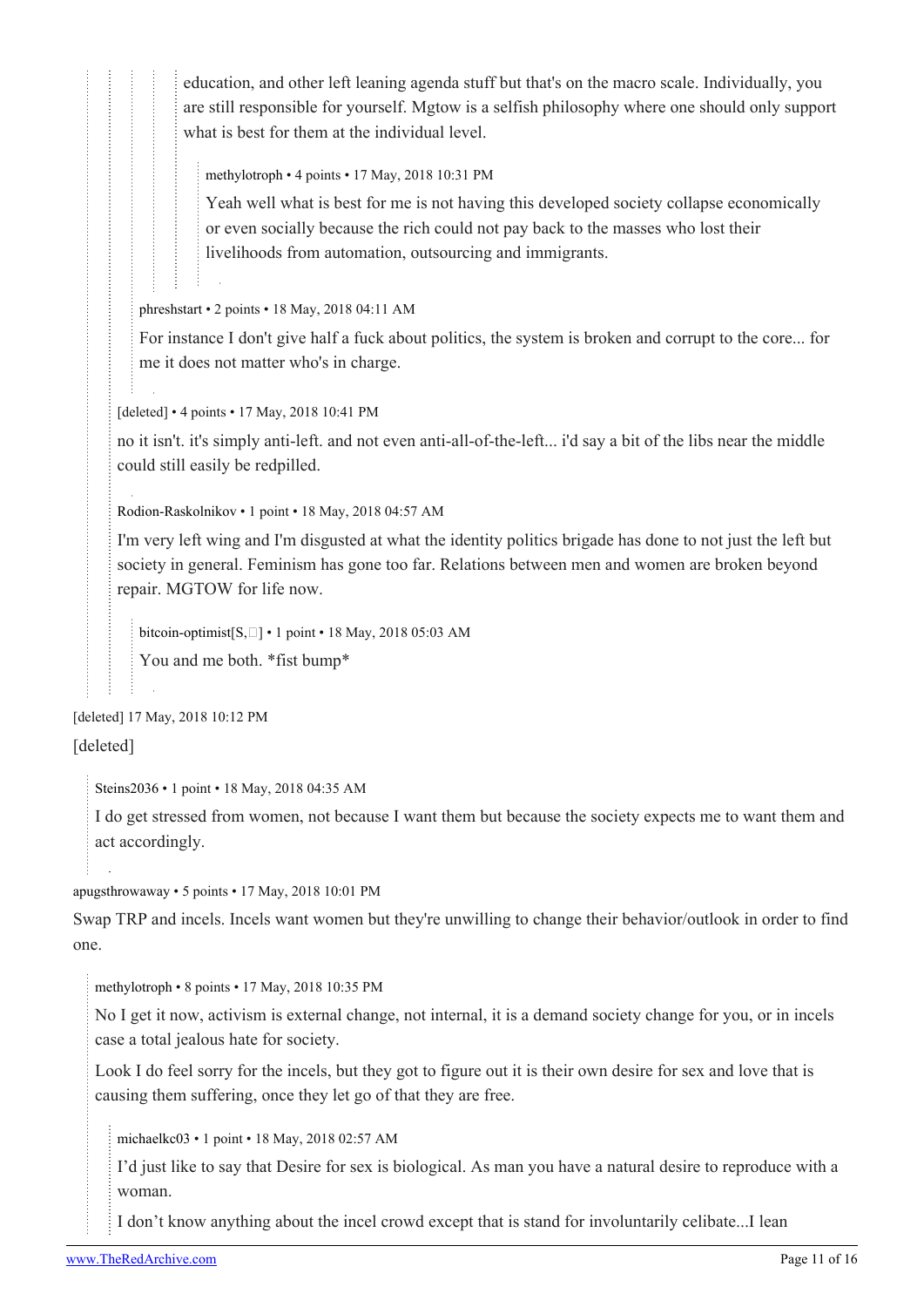education, and other left leaning agenda stuff but that's on the macro scale. Individually, you are still responsible for yourself. Mgtow is a selfish philosophy where one should only support what is best for them at the individual level.

methylotroph • 4 points • 17 May, 2018 10:31 PM

Yeah well what is best for me is not having this developed society collapse economically or even socially because the rich could not pay back to the masses who lost their livelihoods from automation, outsourcing and immigrants.

phreshstart • 2 points • 18 May, 2018 04:11 AM

For instance I don't give half a fuck about politics, the system is broken and corrupt to the core... for me it does not matter who's in charge.

[deleted] • 4 points • 17 May, 2018 10:41 PM

no it isn't. it's simply anti-left. and not even anti-all-of-the-left... i'd say a bit of the libs near the middle could still easily be redpilled.

Rodion-Raskolnikov • 1 point • 18 May, 2018 04:57 AM

I'm very left wing and I'm disgusted at what the identity politics brigade has done to not just the left but society in general. Feminism has gone too far. Relations between men and women are broken beyond repair. MGTOW for life now.

bitcoin-optimist[S,□] • 1 point • 18 May, 2018 05:03 AM

You and me both. *fist bump*

[deleted] 17 May, 2018 10:12 PM

[deleted]

Steins2036 • 1 point • 18 May, 2018 04:35 AM

I do get stressed from women, not because I want them but because the society expects me to want them and act accordingly.

apugsthrowaway • 5 points • 17 May, 2018 10:01 PM

Swap TRP and incels. Incels want women but they're unwilling to change their behavior/outlook in order to find one.

methylotroph • 8 points • 17 May, 2018 10:35 PM

No I get it now, activism is external change, not internal, it is a demand society change for you, or in incels case a total jealous hate for society.

Look I do feel sorry for the incels, but they got to figure out it is their own desire for sex and love that is causing them suffering, once they let go of that they are free.

michaelkc03 • 1 point • 18 May, 2018 02:57 AM

I'd just like to say that Desire for sex is biological. As man you have a natural desire to reproduce with a woman.

I don't know anything about the incel crowd except that is stand for involuntarily celibate...I lean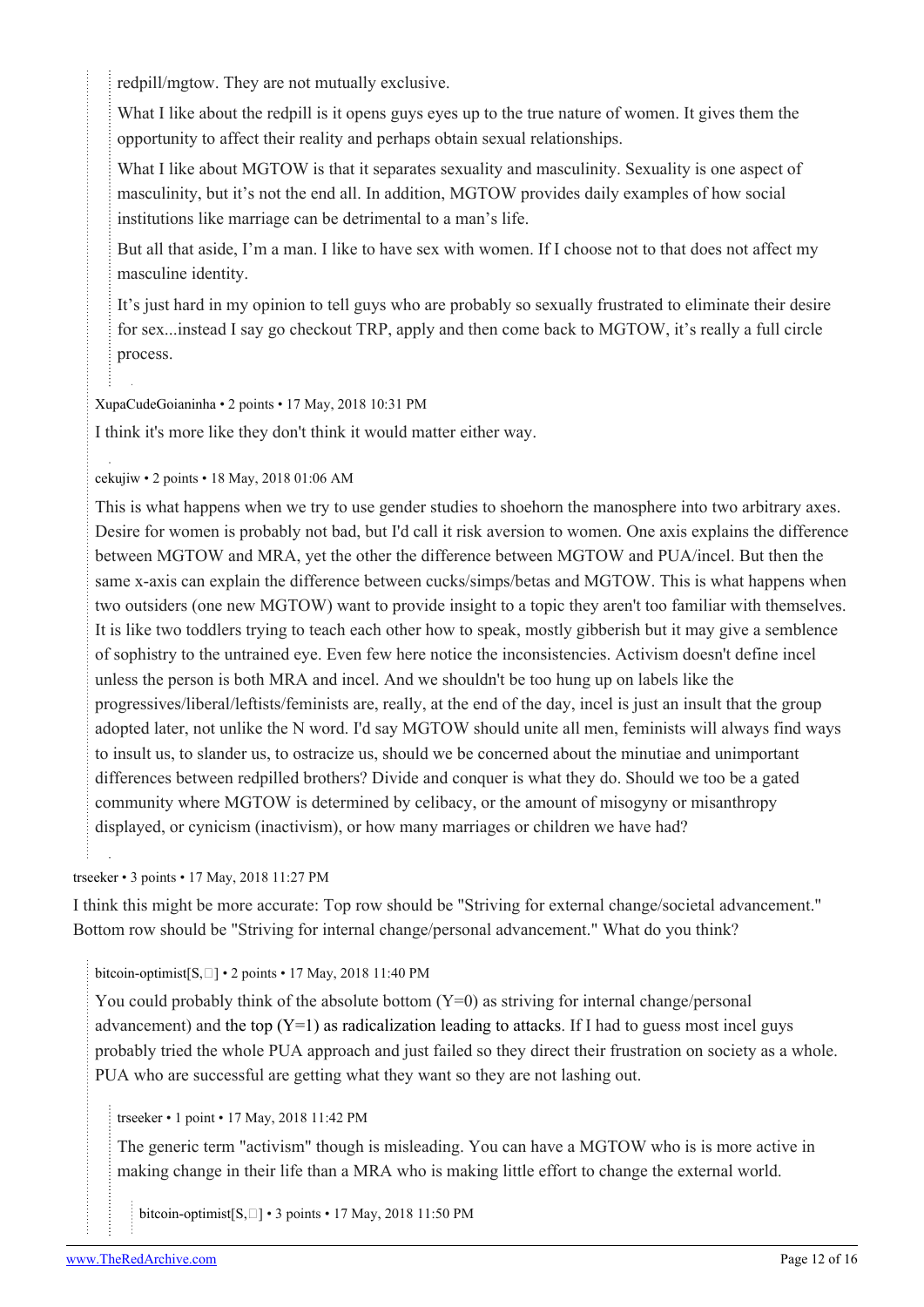redpill/mgtow. They are not mutually exclusive.

What I like about the redpill is it opens guys eyes up to the true nature of women. It gives them the opportunity to affect their reality and perhaps obtain sexual relationships.

What I like about MGTOW is that it separates sexuality and masculinity. Sexuality is one aspect of masculinity, but it's not the end all. In addition, MGTOW provides daily examples of how social institutions like marriage can be detrimental to a man's life.

But all that aside, I'm a man. I like to have sex with women. If I choose not to that does not affect my masculine identity.

It's just hard in my opinion to tell guys who are probably so sexually frustrated to eliminate their desire for sex...instead I say go checkout TRP, apply and then come back to MGTOW, it's really a full circle process.

XupaCudeGoianinha • 2 points • 17 May, 2018 10:31 PM

I think it's more like they don't think it would matter either way.

cekujiw • 2 points • 18 May, 2018 01:06 AM

This is what happens when we try to use gender studies to shoehorn the manosphere into two arbitrary axes. Desire for women is probably not bad, but I'd call it risk aversion to women. One axis explains the difference between MGTOW and MRA, yet the other the difference between MGTOW and PUA/incel. But then the same x-axis can explain the difference between cucks/simps/betas and MGTOW. This is what happens when two outsiders (one new MGTOW) want to provide insight to a topic they aren't too familiar with themselves. It is like two toddlers trying to teach each other how to speak, mostly gibberish but it may give a semblence of sophistry to the untrained eye. Even few here notice the inconsistencies. Activism doesn't define incel unless the person is both MRA and incel. And we shouldn't be too hung up on labels like the progressives/liberal/leftists/feminists are, really, at the end of the day, incel is just an insult that the group adopted later, not unlike the N word. I'd say MGTOW should unite all men, feminists will always find ways to insult us, to slander us, to ostracize us, should we be concerned about the minutiae and unimportant differences between redpilled brothers? Divide and conquer is what they do. Should we too be a gated community where MGTOW is determined by celibacy, or the amount of misogyny or misanthropy displayed, or cynicism (inactivism), or how many marriages or children we have had?

trseeker • 3 points • 17 May, 2018 11:27 PM

I think this might be more accurate: Top row should be "Striving for external change/societal advancement." Bottom row should be "Striving for internal change/personal advancement." What do you think?

bitcoin-optimist[S,□] • 2 points • 17 May, 2018 11:40 PM

You could probably think of the absolute bottom (Y=0) as striving for internal change/personal advancement) and the top (Y=1) as radicalization leading to attacks. If I had to guess most incel guys probably tried the whole PUA approach and just failed so they direct their frustration on society as a whole. PUA who are successful are getting what they want so they are not lashing out.

trseeker • 1 point • 17 May, 2018 11:42 PM

The generic term "activism" though is misleading. You can have a MGTOW who is is more active in making change in their life than a MRA who is making little effort to change the external world.

bitcoin-optimist[S,□] • 3 points • 17 May, 2018 11:50 PM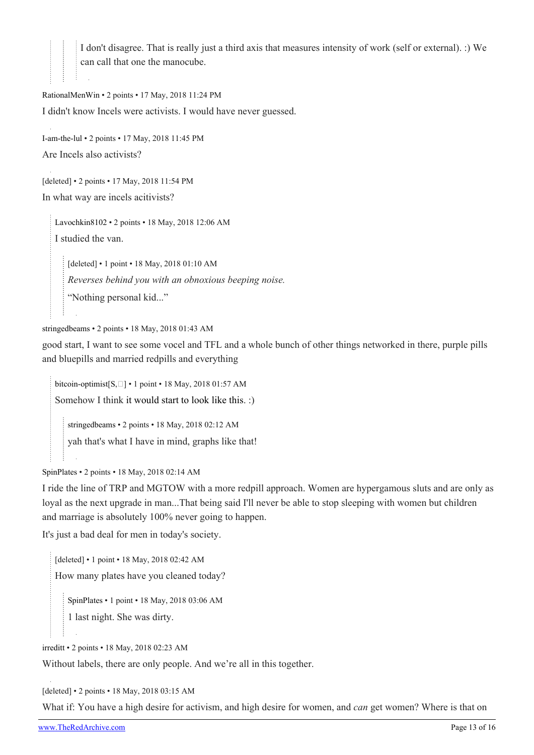> > > > I don't disagree. That is really just a third axis that measures intensity of work (self or external). :) We can call that one the manocube.

RationalMenWin • 2 points • 17 May, 2018 11:24 PM

I didn't know Incels were activists. I would have never guessed.

I-am-the-lul • 2 points • 17 May, 2018 11:45 PM

Are Incels also activists?

[deleted] • 2 points • 17 May, 2018 11:54 PM

In what way are incels acitivists?

> Lavochkin8102 • 2 points • 18 May, 2018 12:06 AM
>
> I studied the van.
>
> > [deleted] • 1 point • 18 May, 2018 01:10 AM
> >
> > *Reverses behind you with an obnoxious beeping noise.*
> >
> > "Nothing personal kid..."

stringedbeams • 2 points • 18 May, 2018 01:43 AM

good start, I want to see some vocel and TFL and a whole bunch of other things networked in there, purple pills and bluepills and married redpills and everything

> bitcoin-optimist[S, ] • 1 point • 18 May, 2018 01:57 AM
>
> Somehow I think it would start to look like this. :)
>
> > stringedbeams • 2 points • 18 May, 2018 02:12 AM
> >
> > yah that's what I have in mind, graphs like that!

SpinPlates • 2 points • 18 May, 2018 02:14 AM

I ride the line of TRP and MGTOW with a more redpill approach. Women are hypergamous sluts and are only as loyal as the next upgrade in man...That being said I'll never be able to stop sleeping with women but children and marriage is absolutely 100% never going to happen.

It's just a bad deal for men in today's society.

> [deleted] • 1 point • 18 May, 2018 02:42 AM
>
> How many plates have you cleaned today?
>
> > SpinPlates • 1 point • 18 May, 2018 03:06 AM
> >
> > 1 last night. She was dirty.

irreditt • 2 points • 18 May, 2018 02:23 AM

Without labels, there are only people. And we're all in this together.

[deleted] • 2 points • 18 May, 2018 03:15 AM

What if: You have a high desire for activism, and high desire for women, and *can* get women? Where is that on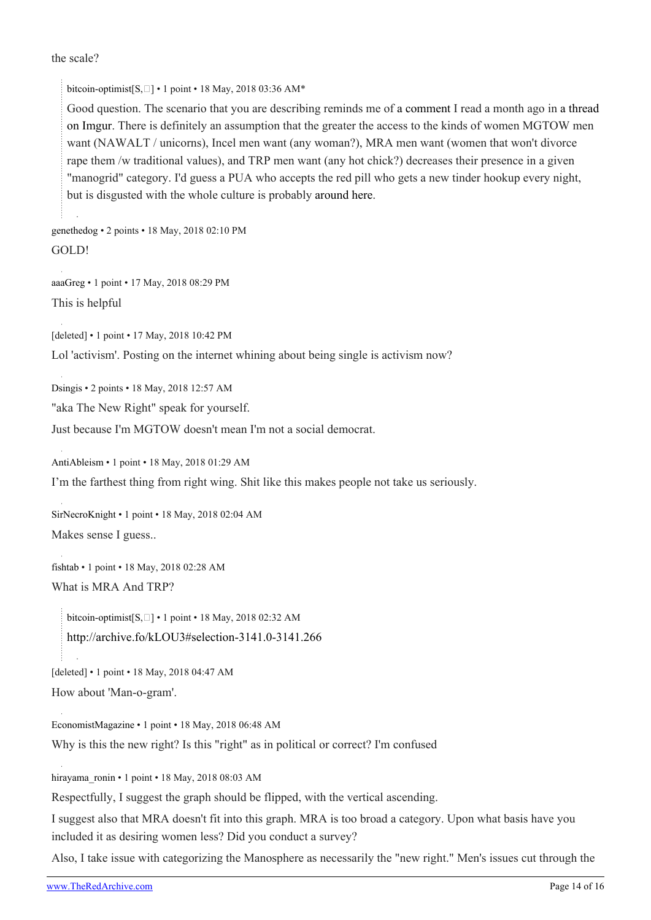the scale?

> bitcoin-optimist[S,□] • 1 point • 18 May, 2018 03:36 AM*
>
> Good question. The scenario that you are describing reminds me of a comment I read a month ago in a thread on Imgur. There is definitely an assumption that the greater the access to the kinds of women MGTOW men want (NAWALT / unicorns), Incel men want (any woman?), MRA men want (women that won't divorce rape them /w traditional values), and TRP men want (any hot chick?) decreases their presence in a given "manogrid" category. I'd guess a PUA who accepts the red pill who gets a new tinder hookup every night, but is disgusted with the whole culture is probably around here.

genethedog • 2 points • 18 May, 2018 02:10 PM

GOLD!

aaaGreg • 1 point • 17 May, 2018 08:29 PM

This is helpful

[deleted] • 1 point • 17 May, 2018 10:42 PM

Lol 'activism'. Posting on the internet whining about being single is activism now?

Dsingis • 2 points • 18 May, 2018 12:57 AM

"aka The New Right" speak for yourself.

Just because I'm MGTOW doesn't mean I'm not a social democrat.

AntiAbleism • 1 point • 18 May, 2018 01:29 AM

I'm the farthest thing from right wing. Shit like this makes people not take us seriously.

SirNecroKnight • 1 point • 18 May, 2018 02:04 AM

Makes sense I guess..

fishtab • 1 point • 18 May, 2018 02:28 AM

What is MRA And TRP?

> bitcoin-optimist[S,□] • 1 point • 18 May, 2018 02:32 AM
>
> http://archive.fo/kLOU3#selection-3141.0-3141.266

[deleted] • 1 point • 18 May, 2018 04:47 AM

How about 'Man-o-gram'.

EconomistMagazine • 1 point • 18 May, 2018 06:48 AM

Why is this the new right? Is this "right" as in political or correct? I'm confused

hirayama_ronin • 1 point • 18 May, 2018 08:03 AM

Respectfully, I suggest the graph should be flipped, with the vertical ascending.

I suggest also that MRA doesn't fit into this graph. MRA is too broad a category. Upon what basis have you included it as desiring women less? Did you conduct a survey?

Also, I take issue with categorizing the Manosphere as necessarily the "new right." Men's issues cut through the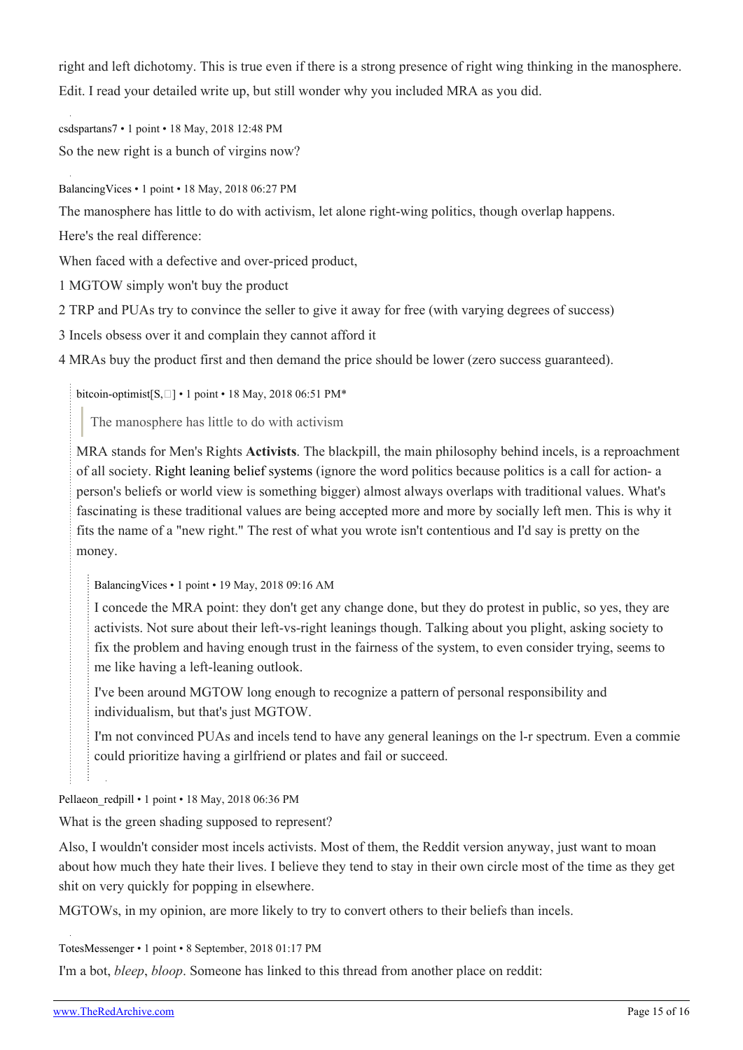right and left dichotomy. This is true even if there is a strong presence of right wing thinking in the manosphere.

Edit. I read your detailed write up, but still wonder why you included MRA as you did.

csdspartans7 • 1 point • 18 May, 2018 12:48 PM

So the new right is a bunch of virgins now?

BalancingVices • 1 point • 18 May, 2018 06:27 PM

The manosphere has little to do with activism, let alone right-wing politics, though overlap happens.

Here's the real difference:

When faced with a defective and over-priced product,

1 MGTOW simply won't buy the product

2 TRP and PUAs try to convince the seller to give it away for free (with varying degrees of success)

3 Incels obsess over it and complain they cannot afford it

4 MRAs buy the product first and then demand the price should be lower (zero success guaranteed).

> bitcoin-optimist[S,□] • 1 point • 18 May, 2018 06:51 PM*
>
> > The manosphere has little to do with activism
>
> MRA stands for Men's Rights **Activists**. The blackpill, the main philosophy behind incels, is a reproachment of all society. Right leaning belief systems (ignore the word politics because politics is a call for action- a person's beliefs or world view is something bigger) almost always overlaps with traditional values. What's fascinating is these traditional values are being accepted more and more by socially left men. This is why it fits the name of a "new right." The rest of what you wrote isn't contentious and I'd say is pretty on the money.
>
> > BalancingVices • 1 point • 19 May, 2018 09:16 AM
> >
> > I concede the MRA point: they don't get any change done, but they do protest in public, so yes, they are activists. Not sure about their left-vs-right leanings though. Talking about you plight, asking society to fix the problem and having enough trust in the fairness of the system, to even consider trying, seems to me like having a left-leaning outlook.
> >
> > I've been around MGTOW long enough to recognize a pattern of personal responsibility and individualism, but that's just MGTOW.
> >
> > I'm not convinced PUAs and incels tend to have any general leanings on the l-r spectrum. Even a commie could prioritize having a girlfriend or plates and fail or succeed.

Pellaeon_redpill • 1 point • 18 May, 2018 06:36 PM

What is the green shading supposed to represent?

Also, I wouldn't consider most incels activists. Most of them, the Reddit version anyway, just want to moan about how much they hate their lives. I believe they tend to stay in their own circle most of the time as they get shit on very quickly for popping in elsewhere.

MGTOWs, in my opinion, are more likely to try to convert others to their beliefs than incels.

TotesMessenger • 1 point • 8 September, 2018 01:17 PM

I'm a bot, *bleep*, *bloop*. Someone has linked to this thread from another place on reddit: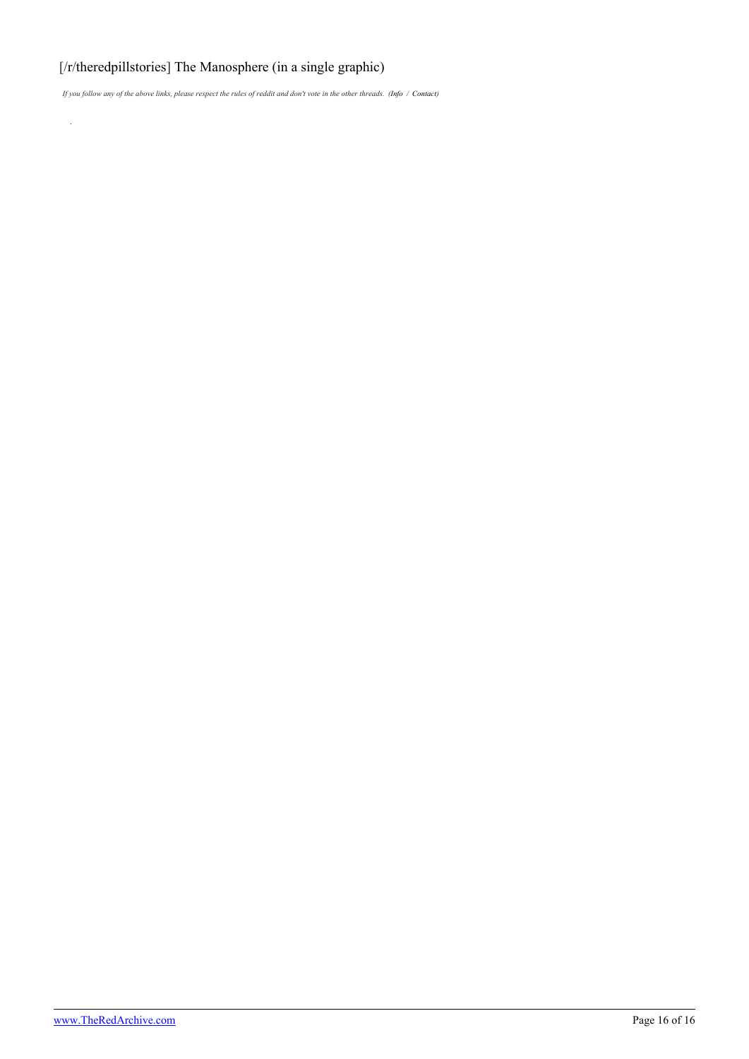[/r/theredpillstories] The Manosphere (in a single graphic)

*If you follow any of the above links, please respect the rules of reddit and don't vote in the other threads. (Info / Contact)*